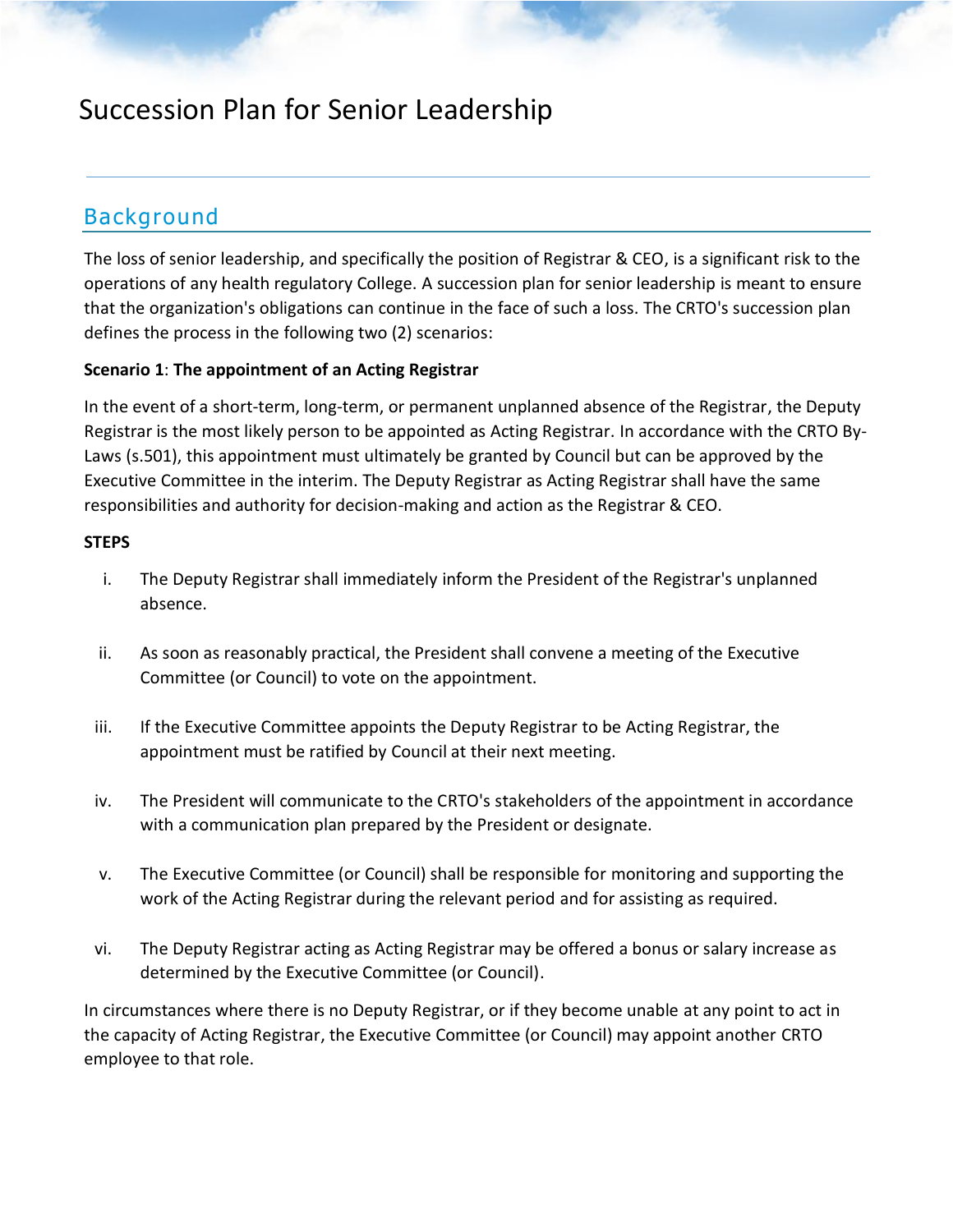# Succession Plan for Senior Leadership

## Background

The loss of senior leadership, and specifically the position of Registrar & CEO, is a significant risk to the operations of any health regulatory College. A succession plan for senior leadership is meant to ensure that the organization's obligations can continue in the face of such a loss. The CRTO's succession plan defines the process in the following two (2) scenarios:

**Scenario 1**: **The appointment of an Acting Registrar**

In the event of a short-term, long-term, or permanent unplanned absence of the Registrar, the Deputy Registrar is the most likely person to be appointed as Acting Registrar. In accordance with the CRTO By-Laws (s.501), this appointment must ultimately be granted by Council but can be approved by the Executive Committee in the interim. The Deputy Registrar as Acting Registrar shall have the same responsibilities and authority for decision-making and action as the Registrar & CEO.

**STEPS**

i. The Deputy Registrar shall immediately inform the President of the Registrar's unplanned absence.

ii. As soon as reasonably practical, the President shall convene a meeting of the Executive Committee (or Council) to vote on the appointment.

iii. If the Executive Committee appoints the Deputy Registrar to be Acting Registrar, the appointment must be ratified by Council at their next meeting.

iv. The President will communicate to the CRTO's stakeholders of the appointment in accordance with a communication plan prepared by the President or designate.

v. The Executive Committee (or Council) shall be responsible for monitoring and supporting the work of the Acting Registrar during the relevant period and for assisting as required.

vi. The Deputy Registrar acting as Acting Registrar may be offered a bonus or salary increase as determined by the Executive Committee (or Council).

In circumstances where there is no Deputy Registrar, or if they become unable at any point to act in the capacity of Acting Registrar, the Executive Committee (or Council) may appoint another CRTO employee to that role.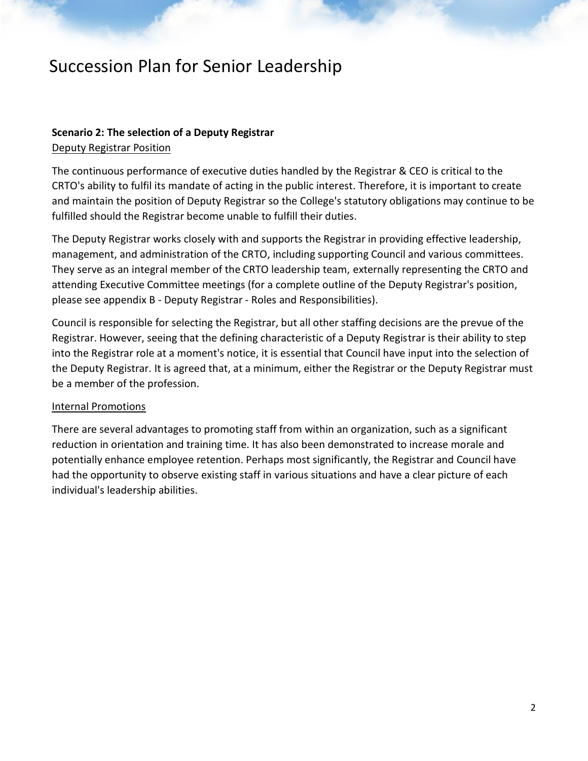# Succession Plan for Senior Leadership

**Scenario 2: The selection of a Deputy Registrar**

Deputy Registrar Position

The continuous performance of executive duties handled by the Registrar & CEO is critical to the CRTO's ability to fulfil its mandate of acting in the public interest. Therefore, it is important to create and maintain the position of Deputy Registrar so the College's statutory obligations may continue to be fulfilled should the Registrar become unable to fulfill their duties.

The Deputy Registrar works closely with and supports the Registrar in providing effective leadership, management, and administration of the CRTO, including supporting Council and various committees. They serve as an integral member of the CRTO leadership team, externally representing the CRTO and attending Executive Committee meetings (for a complete outline of the Deputy Registrar's position, please see appendix B - Deputy Registrar - Roles and Responsibilities).

Council is responsible for selecting the Registrar, but all other staffing decisions are the prevue of the Registrar. However, seeing that the defining characteristic of a Deputy Registrar is their ability to step into the Registrar role at a moment's notice, it is essential that Council have input into the selection of the Deputy Registrar. It is agreed that, at a minimum, either the Registrar or the Deputy Registrar must be a member of the profession.

Internal Promotions

There are several advantages to promoting staff from within an organization, such as a significant reduction in orientation and training time. It has also been demonstrated to increase morale and potentially enhance employee retention. Perhaps most significantly, the Registrar and Council have had the opportunity to observe existing staff in various situations and have a clear picture of each individual's leadership abilities.